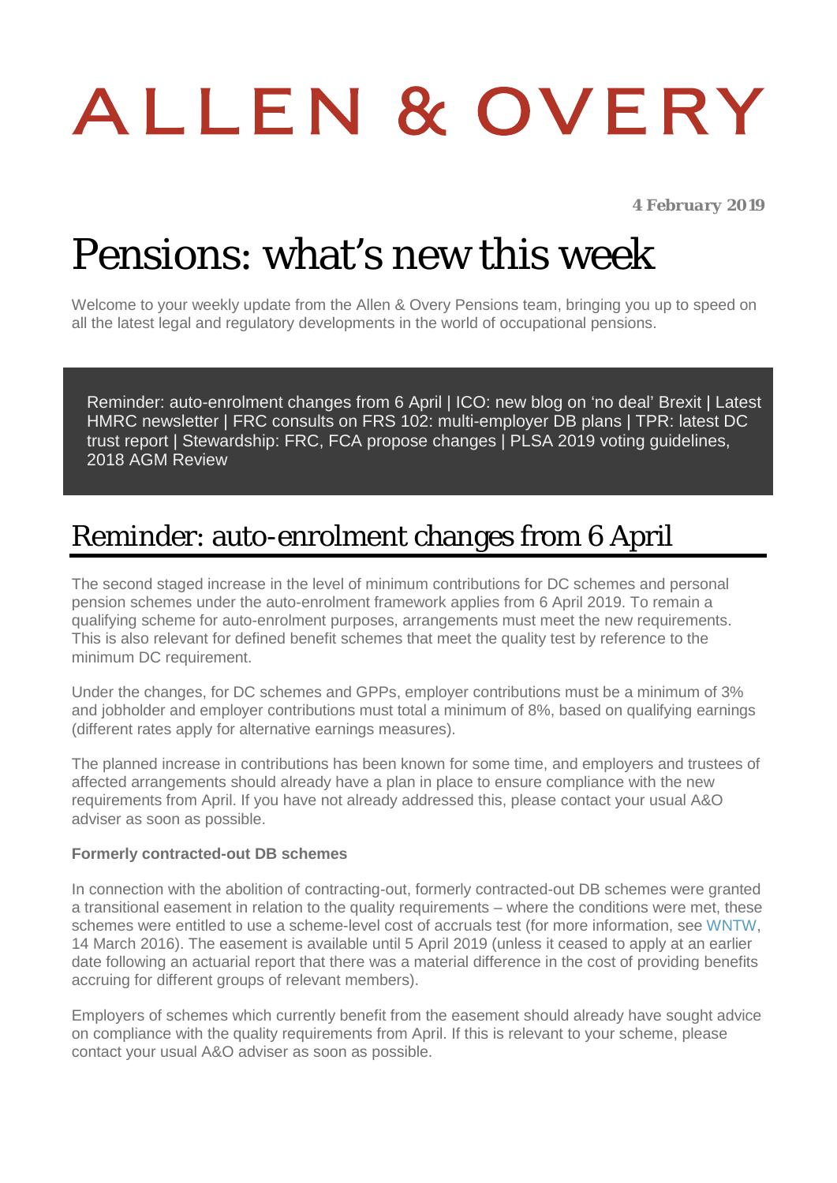# ALLEN & OVERY

*4 February 2019*

# Pensions: what's new this week

Welcome to your weekly update from the Allen & Overy Pensions team, bringing you up to speed on all the latest legal and regulatory developments in the world of occupational pensions.

Reminder: auto-enrolment changes from 6 April | ICO: new blog on 'no deal' Brexit | Latest HMRC newsletter | FRC consults on FRS 102: multi-employer DB plans | TPR: latest DC trust report | Stewardship: FRC, FCA propose changes | PLSA 2019 voting guidelines, 2018 AGM Review

## Reminder: auto-enrolment changes from 6 April

The second staged increase in the level of minimum contributions for DC schemes and personal pension schemes under the auto-enrolment framework applies from 6 April 2019. To remain a qualifying scheme for auto-enrolment purposes, arrangements must meet the new requirements. This is also relevant for defined benefit schemes that meet the quality test by reference to the minimum DC requirement.

Under the changes, for DC schemes and GPPs, employer contributions must be a minimum of 3% and jobholder and employer contributions must total a minimum of 8%, based on qualifying earnings (different rates apply for alternative earnings measures).

The planned increase in contributions has been known for some time, and employers and trustees of affected arrangements should already have a plan in place to ensure compliance with the new requirements from April. If you have not already addressed this, please contact your usual A&O adviser as soon as possible.

**Formerly contracted-out DB schemes**

In connection with the abolition of contracting-out, formerly contracted-out DB schemes were granted a transitional easement in relation to the quality requirements – where the conditions were met, these schemes were entitled to use a scheme-level cost of accruals test (for more information, see WNTW, 14 March 2016). The easement is available until 5 April 2019 (unless it ceased to apply at an earlier date following an actuarial report that there was a material difference in the cost of providing benefits accruing for different groups of relevant members).

Employers of schemes which currently benefit from the easement should already have sought advice on compliance with the quality requirements from April. If this is relevant to your scheme, please contact your usual A&O adviser as soon as possible.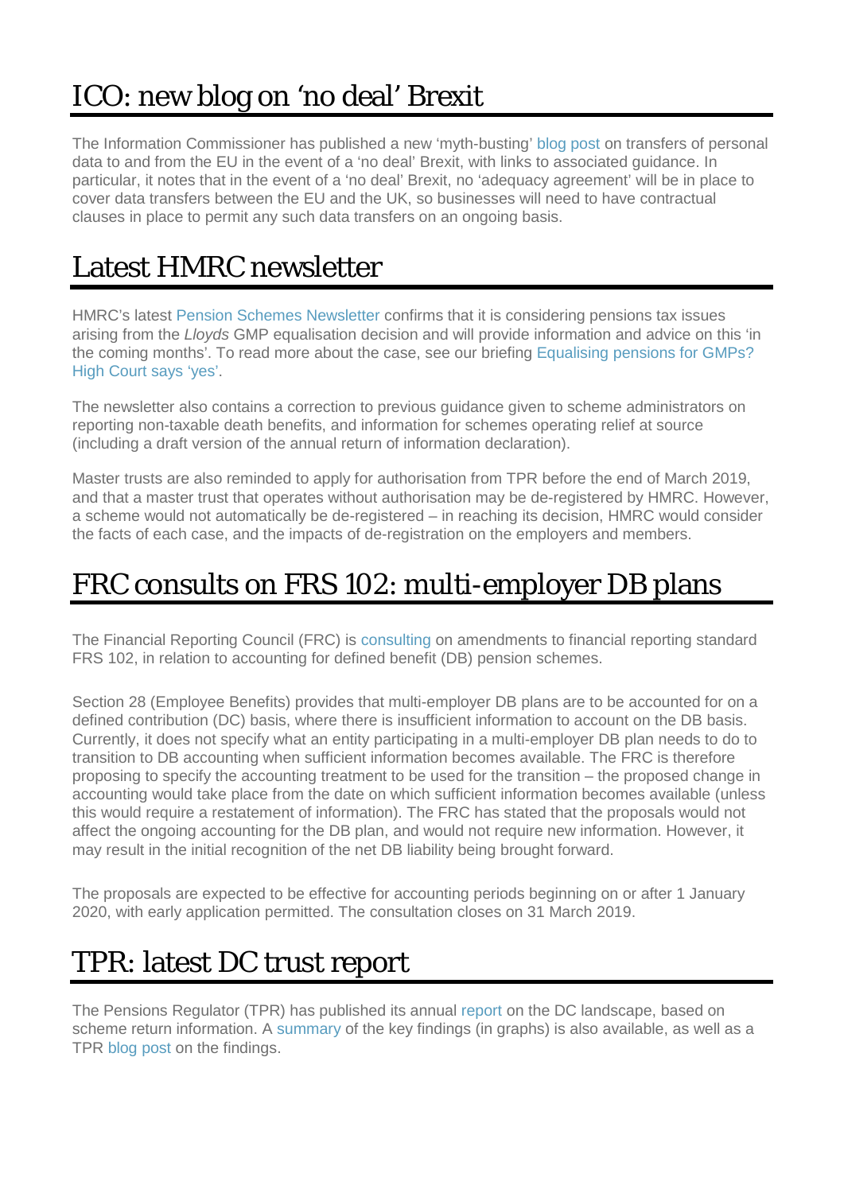# ICO: new blog on 'no deal' Brexit

The Information Commissioner has published a new 'myth-busting' blog post on transfers of personal data to and from the EU in the event of a 'no deal' Brexit, with links to associated guidance. In particular, it notes that in the event of a 'no deal' Brexit, no 'adequacy agreement' will be in place to cover data transfers between the EU and the UK, so businesses will need to have contractual clauses in place to permit any such data transfers on an ongoing basis.

# Latest HMRC newsletter

HMRC's latest Pension Schemes Newsletter confirms that it is considering pensions tax issues arising from the *Lloyds* GMP equalisation decision and will provide information and advice on this 'in the coming months'. To read more about the case, see our briefing Equalising pensions for GMPs? High Court says 'yes'.

The newsletter also contains a correction to previous guidance given to scheme administrators on reporting non-taxable death benefits, and information for schemes operating relief at source (including a draft version of the annual return of information declaration).

Master trusts are also reminded to apply for authorisation from TPR before the end of March 2019, and that a master trust that operates without authorisation may be de-registered by HMRC. However, a scheme would not automatically be de-registered – in reaching its decision, HMRC would consider the facts of each case, and the impacts of de-registration on the employers and members.

# FRC consults on FRS 102: multi-employer DB plans

The Financial Reporting Council (FRC) is consulting on amendments to financial reporting standard FRS 102, in relation to accounting for defined benefit (DB) pension schemes.

Section 28 (Employee Benefits) provides that multi-employer DB plans are to be accounted for on a defined contribution (DC) basis, where there is insufficient information to account on the DB basis. Currently, it does not specify what an entity participating in a multi-employer DB plan needs to do to transition to DB accounting when sufficient information becomes available. The FRC is therefore proposing to specify the accounting treatment to be used for the transition – the proposed change in accounting would take place from the date on which sufficient information becomes available (unless this would require a restatement of information). The FRC has stated that the proposals would not affect the ongoing accounting for the DB plan, and would not require new information. However, it may result in the initial recognition of the net DB liability being brought forward.

The proposals are expected to be effective for accounting periods beginning on or after 1 January 2020, with early application permitted. The consultation closes on 31 March 2019.

# TPR: latest DC trust report

The Pensions Regulator (TPR) has published its annual report on the DC landscape, based on scheme return information. A summary of the key findings (in graphs) is also available, as well as a TPR blog post on the findings.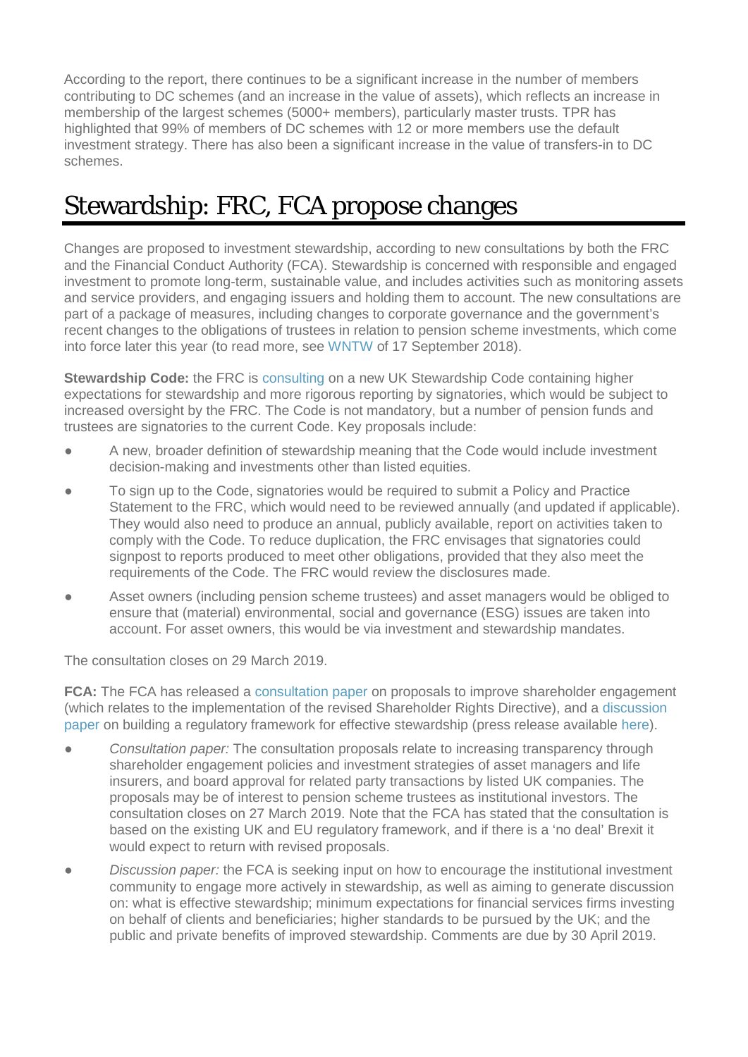According to the report, there continues to be a significant increase in the number of members contributing to DC schemes (and an increase in the value of assets), which reflects an increase in membership of the largest schemes (5000+ members), particularly master trusts. TPR has highlighted that 99% of members of DC schemes with 12 or more members use the default investment strategy. There has also been a significant increase in the value of transfers-in to DC schemes.

# Stewardship: FRC, FCA propose changes

Changes are proposed to investment stewardship, according to new consultations by both the FRC and the Financial Conduct Authority (FCA). Stewardship is concerned with responsible and engaged investment to promote long-term, sustainable value, and includes activities such as monitoring assets and service providers, and engaging issuers and holding them to account. The new consultations are part of a package of measures, including changes to corporate governance and the government's recent changes to the obligations of trustees in relation to pension scheme investments, which come into force later this year (to read more, see WNTW of 17 September 2018).

**Stewardship Code:** the FRC is consulting on a new UK Stewardship Code containing higher expectations for stewardship and more rigorous reporting by signatories, which would be subject to increased oversight by the FRC. The Code is not mandatory, but a number of pension funds and trustees are signatories to the current Code. Key proposals include:

- A new, broader definition of stewardship meaning that the Code would include investment decision-making and investments other than listed equities.
- To sign up to the Code, signatories would be required to submit a Policy and Practice Statement to the FRC, which would need to be reviewed annually (and updated if applicable). They would also need to produce an annual, publicly available, report on activities taken to comply with the Code. To reduce duplication, the FRC envisages that signatories could signpost to reports produced to meet other obligations, provided that they also meet the requirements of the Code. The FRC would review the disclosures made.
- Asset owners (including pension scheme trustees) and asset managers would be obliged to ensure that (material) environmental, social and governance (ESG) issues are taken into account. For asset owners, this would be via investment and stewardship mandates.

The consultation closes on 29 March 2019.

**FCA:** The FCA has released a consultation paper on proposals to improve shareholder engagement (which relates to the implementation of the revised Shareholder Rights Directive), and a discussion paper on building a regulatory framework for effective stewardship (press release available here).

- *Consultation paper:* The consultation proposals relate to increasing transparency through shareholder engagement policies and investment strategies of asset managers and life insurers, and board approval for related party transactions by listed UK companies. The proposals may be of interest to pension scheme trustees as institutional investors. The consultation closes on 27 March 2019. Note that the FCA has stated that the consultation is based on the existing UK and EU regulatory framework, and if there is a 'no deal' Brexit it would expect to return with revised proposals.
- *Discussion paper:* the FCA is seeking input on how to encourage the institutional investment community to engage more actively in stewardship, as well as aiming to generate discussion on: what is effective stewardship; minimum expectations for financial services firms investing on behalf of clients and beneficiaries; higher standards to be pursued by the UK; and the public and private benefits of improved stewardship. Comments are due by 30 April 2019.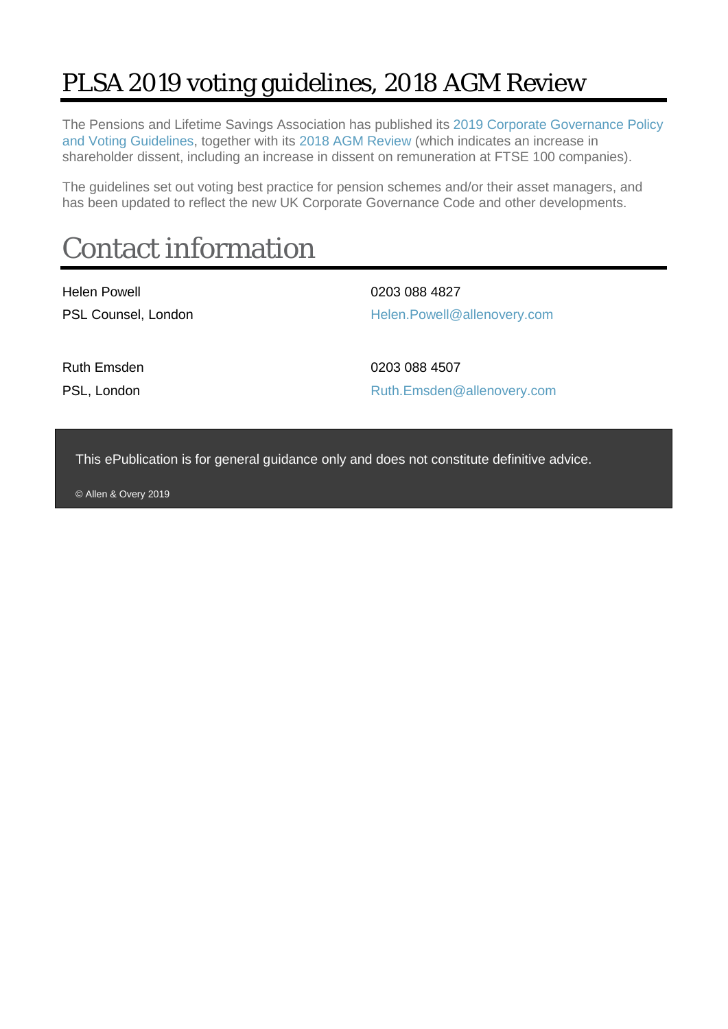# PLSA 2019 voting guidelines, 2018 AGM Review

The Pensions and Lifetime Savings Association has published its 2019 Corporate Governance Policy and Voting Guidelines, together with its 2018 AGM Review (which indicates an increase in shareholder dissent, including an increase in dissent on remuneration at FTSE 100 companies).

The guidelines set out voting best practice for pension schemes and/or their asset managers, and has been updated to reflect the new UK Corporate Governance Code and other developments.

# Contact information

| | |
|---|---|
| Helen Powell | 0203 088 4827 |
| PSL Counsel, London | Helen.Powell@allenovery.com |
| Ruth Emsden | 0203 088 4507 |
| PSL, London | Ruth.Emsden@allenovery.com |

This ePublication is for general guidance only and does not constitute definitive advice.

© Allen & Overy 2019